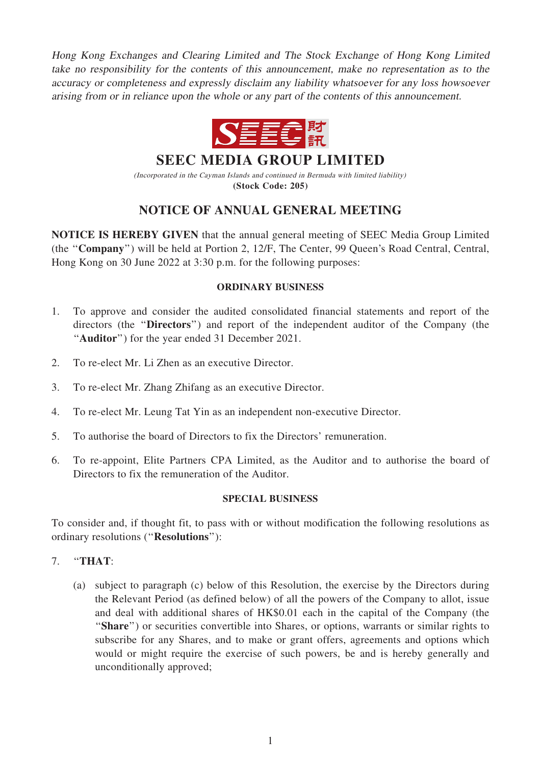*Hong Kong Exchanges and Clearing Limited and The Stock Exchange of Hong Kong Limited take no responsibility for the contents of this announcement, make no representation as to the accuracy or completeness and expressly disclaim any liability whatsoever for any loss howsoever arising from or in reliance upon the whole or any part of the contents of this announcement.*

# SEEC MEDIA GROUP LIMITED

*(Incorporated in the Cayman Islands and continued in Bermuda with limited liability)*

**(Stock Code: 205)**

## NOTICE OF ANNUAL GENERAL MEETING

**NOTICE IS HEREBY GIVEN** that the annual general meeting of SEEC Media Group Limited (the "**Company**") will be held at Portion 2, 12/F, The Center, 99 Queen's Road Central, Central, Hong Kong on 30 June 2022 at 3:30 p.m. for the following purposes:

### ORDINARY BUSINESS

1. To approve and consider the audited consolidated financial statements and report of the directors (the "**Directors**") and report of the independent auditor of the Company (the "**Auditor**") for the year ended 31 December 2021.

2. To re-elect Mr. Li Zhen as an executive Director.

3. To re-elect Mr. Zhang Zhifang as an executive Director.

4. To re-elect Mr. Leung Tat Yin as an independent non-executive Director.

5. To authorise the board of Directors to fix the Directors' remuneration.

6. To re-appoint, Elite Partners CPA Limited, as the Auditor and to authorise the board of Directors to fix the remuneration of the Auditor.

### SPECIAL BUSINESS

To consider and, if thought fit, to pass with or without modification the following resolutions as ordinary resolutions ("**Resolutions**"):

7. "**THAT**:

   (a) subject to paragraph (c) below of this Resolution, the exercise by the Directors during the Relevant Period (as defined below) of all the powers of the Company to allot, issue and deal with additional shares of HK$0.01 each in the capital of the Company (the "**Share**") or securities convertible into Shares, or options, warrants or similar rights to subscribe for any Shares, and to make or grant offers, agreements and options which would or might require the exercise of such powers, be and is hereby generally and unconditionally approved;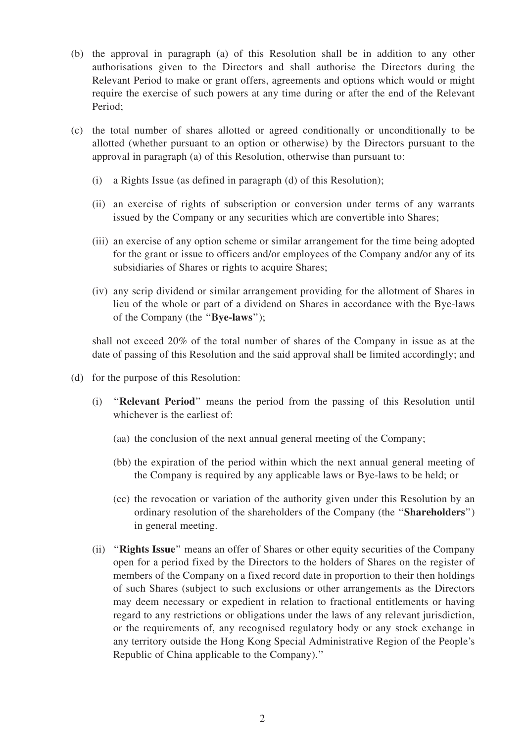(b) the approval in paragraph (a) of this Resolution shall be in addition to any other authorisations given to the Directors and shall authorise the Directors during the Relevant Period to make or grant offers, agreements and options which would or might require the exercise of such powers at any time during or after the end of the Relevant Period;

(c) the total number of shares allotted or agreed conditionally or unconditionally to be allotted (whether pursuant to an option or otherwise) by the Directors pursuant to the approval in paragraph (a) of this Resolution, otherwise than pursuant to:

   (i) a Rights Issue (as defined in paragraph (d) of this Resolution);

   (ii) an exercise of rights of subscription or conversion under terms of any warrants issued by the Company or any securities which are convertible into Shares;

   (iii) an exercise of any option scheme or similar arrangement for the time being adopted for the grant or issue to officers and/or employees of the Company and/or any of its subsidiaries of Shares or rights to acquire Shares;

   (iv) any scrip dividend or similar arrangement providing for the allotment of Shares in lieu of the whole or part of a dividend on Shares in accordance with the Bye-laws of the Company (the "**Bye-laws**");

   shall not exceed 20% of the total number of shares of the Company in issue as at the date of passing of this Resolution and the said approval shall be limited accordingly; and

(d) for the purpose of this Resolution:

   (i) "**Relevant Period**" means the period from the passing of this Resolution until whichever is the earliest of:

      (aa) the conclusion of the next annual general meeting of the Company;

      (bb) the expiration of the period within which the next annual general meeting of the Company is required by any applicable laws or Bye-laws to be held; or

      (cc) the revocation or variation of the authority given under this Resolution by an ordinary resolution of the shareholders of the Company (the "**Shareholders**") in general meeting.

   (ii) "**Rights Issue**" means an offer of Shares or other equity securities of the Company open for a period fixed by the Directors to the holders of Shares on the register of members of the Company on a fixed record date in proportion to their then holdings of such Shares (subject to such exclusions or other arrangements as the Directors may deem necessary or expedient in relation to fractional entitlements or having regard to any restrictions or obligations under the laws of any relevant jurisdiction, or the requirements of, any recognised regulatory body or any stock exchange in any territory outside the Hong Kong Special Administrative Region of the People's Republic of China applicable to the Company)."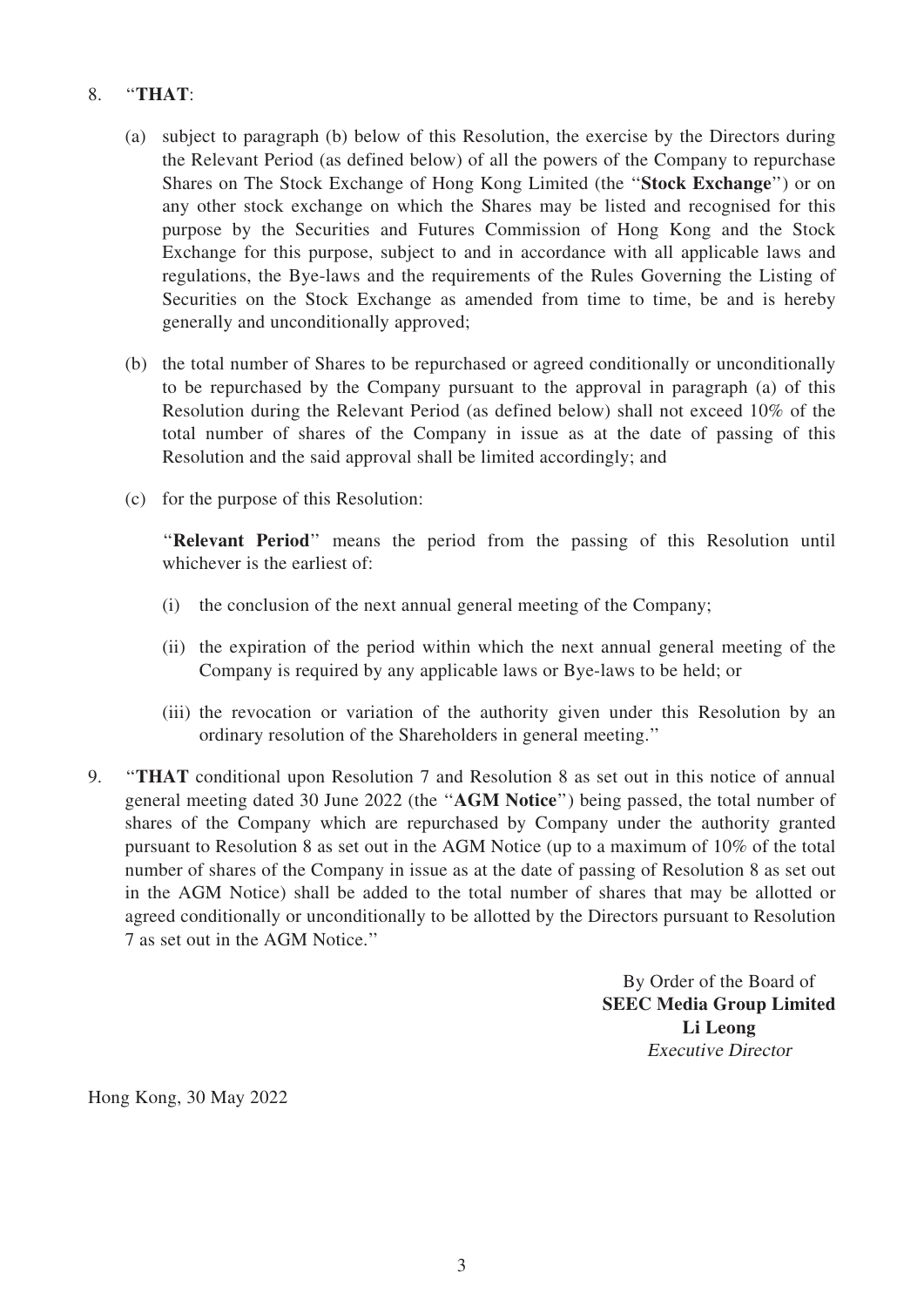8. "**THAT**:

   (a) subject to paragraph (b) below of this Resolution, the exercise by the Directors during the Relevant Period (as defined below) of all the powers of the Company to repurchase Shares on The Stock Exchange of Hong Kong Limited (the "**Stock Exchange**") or on any other stock exchange on which the Shares may be listed and recognised for this purpose by the Securities and Futures Commission of Hong Kong and the Stock Exchange for this purpose, subject to and in accordance with all applicable laws and regulations, the Bye-laws and the requirements of the Rules Governing the Listing of Securities on the Stock Exchange as amended from time to time, be and is hereby generally and unconditionally approved;

   (b) the total number of Shares to be repurchased or agreed conditionally or unconditionally to be repurchased by the Company pursuant to the approval in paragraph (a) of this Resolution during the Relevant Period (as defined below) shall not exceed 10% of the total number of shares of the Company in issue as at the date of passing of this Resolution and the said approval shall be limited accordingly; and

   (c) for the purpose of this Resolution:

   "**Relevant Period**" means the period from the passing of this Resolution until whichever is the earliest of:

   (i) the conclusion of the next annual general meeting of the Company;

   (ii) the expiration of the period within which the next annual general meeting of the Company is required by any applicable laws or Bye-laws to be held; or

   (iii) the revocation or variation of the authority given under this Resolution by an ordinary resolution of the Shareholders in general meeting."

9. "**THAT** conditional upon Resolution 7 and Resolution 8 as set out in this notice of annual general meeting dated 30 June 2022 (the "**AGM Notice**") being passed, the total number of shares of the Company which are repurchased by Company under the authority granted pursuant to Resolution 8 as set out in the AGM Notice (up to a maximum of 10% of the total number of shares of the Company in issue as at the date of passing of Resolution 8 as set out in the AGM Notice) shall be added to the total number of shares that may be allotted or agreed conditionally or unconditionally to be allotted by the Directors pursuant to Resolution 7 as set out in the AGM Notice."

By Order of the Board of
**SEEC Media Group Limited**
**Li Leong**
*Executive Director*

Hong Kong, 30 May 2022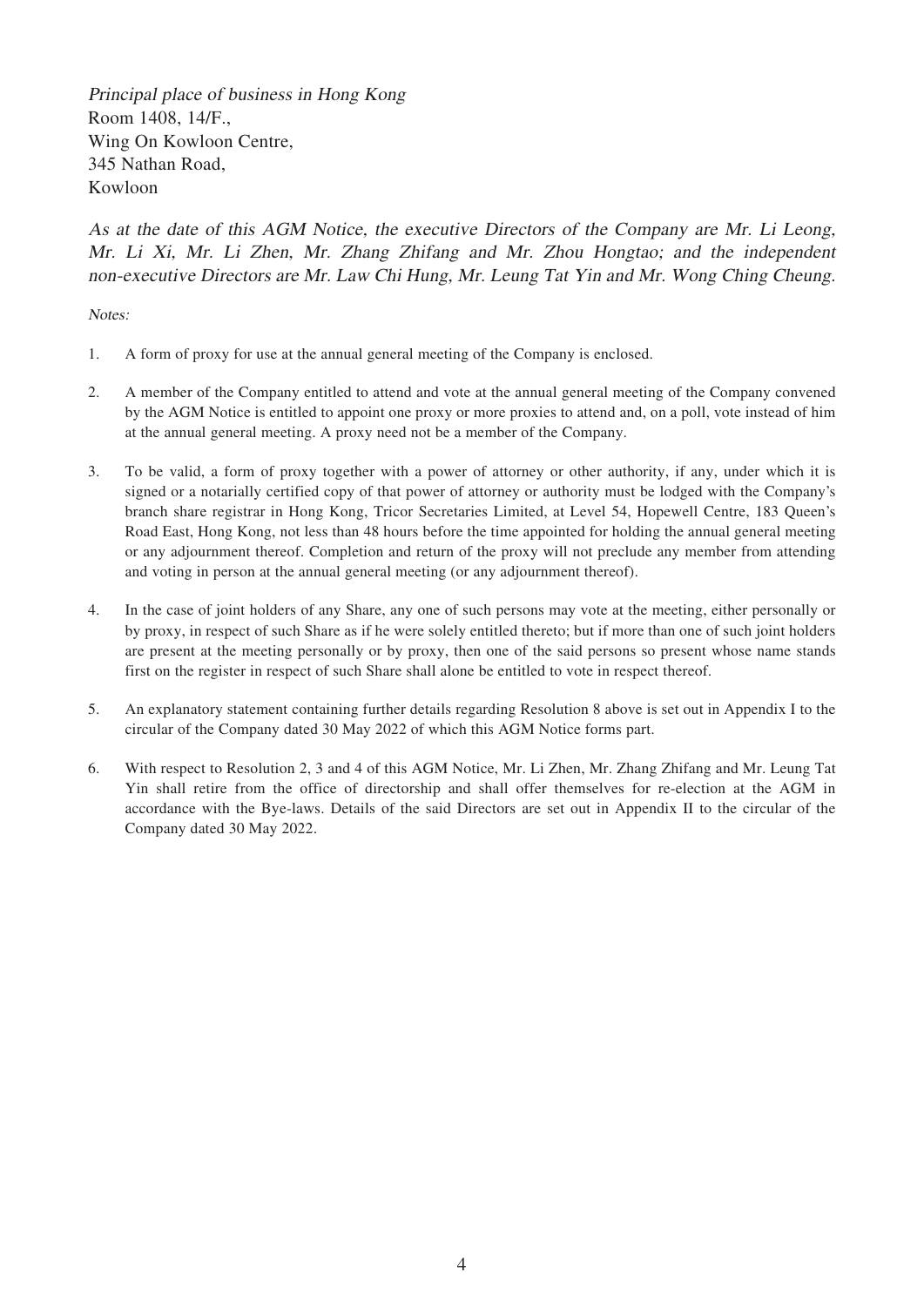*Principal place of business in Hong Kong*
Room 1408, 14/F.,
Wing On Kowloon Centre,
345 Nathan Road,
Kowloon

*As at the date of this AGM Notice, the executive Directors of the Company are Mr. Li Leong, Mr. Li Xi, Mr. Li Zhen, Mr. Zhang Zhifang and Mr. Zhou Hongtao; and the independent non-executive Directors are Mr. Law Chi Hung, Mr. Leung Tat Yin and Mr. Wong Ching Cheung.*

*Notes:*

1. A form of proxy for use at the annual general meeting of the Company is enclosed.

2. A member of the Company entitled to attend and vote at the annual general meeting of the Company convened by the AGM Notice is entitled to appoint one proxy or more proxies to attend and, on a poll, vote instead of him at the annual general meeting. A proxy need not be a member of the Company.

3. To be valid, a form of proxy together with a power of attorney or other authority, if any, under which it is signed or a notarially certified copy of that power of attorney or authority must be lodged with the Company's branch share registrar in Hong Kong, Tricor Secretaries Limited, at Level 54, Hopewell Centre, 183 Queen's Road East, Hong Kong, not less than 48 hours before the time appointed for holding the annual general meeting or any adjournment thereof. Completion and return of the proxy will not preclude any member from attending and voting in person at the annual general meeting (or any adjournment thereof).

4. In the case of joint holders of any Share, any one of such persons may vote at the meeting, either personally or by proxy, in respect of such Share as if he were solely entitled thereto; but if more than one of such joint holders are present at the meeting personally or by proxy, then one of the said persons so present whose name stands first on the register in respect of such Share shall alone be entitled to vote in respect thereof.

5. An explanatory statement containing further details regarding Resolution 8 above is set out in Appendix I to the circular of the Company dated 30 May 2022 of which this AGM Notice forms part.

6. With respect to Resolution 2, 3 and 4 of this AGM Notice, Mr. Li Zhen, Mr. Zhang Zhifang and Mr. Leung Tat Yin shall retire from the office of directorship and shall offer themselves for re-election at the AGM in accordance with the Bye-laws. Details of the said Directors are set out in Appendix II to the circular of the Company dated 30 May 2022.